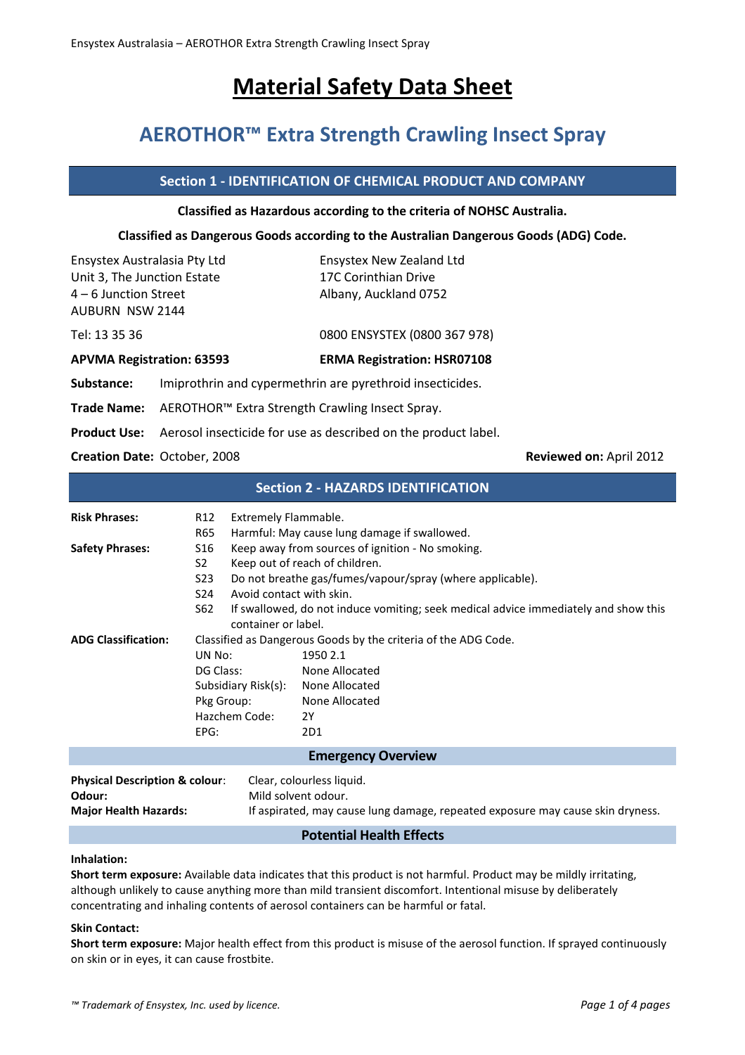# Material Safety Data Sheet

## AEROTHOR™ Extra Strength Crawling Insect Spray

### Section 1 - IDENTIFICATION OF CHEMICAL PRODUCT AND COMPANY

**Classified as Hazardous according to the criteria of NOHSC Australia.**

**Classified as Dangerous Goods according to the Australian Dangerous Goods (ADG) Code.**

| Ensystex Australasia Pty Ltd<br>Unit 3, The Junction Estate<br>4 – 6 Junction Street<br>AUBURN NSW 2144 | Ensystex New Zealand Ltd<br>17C Corinthian Drive<br>Albany, Auckland 0752 |
|---|---|
| Tel: 13 35 36 | 0800 ENSYSTEX (0800 367 978) |
| **APVMA Registration: 63593** | **ERMA Registration: HSR07108** |

**Substance:** Imiprothrin and cypermethrin are pyrethroid insecticides.

**Trade Name:** AEROTHOR™ Extra Strength Crawling Insect Spray.

**Product Use:** Aerosol insecticide for use as described on the product label.

**Creation Date:** October, 2008 **Reviewed on:** April 2012

### Section 2 - HAZARDS IDENTIFICATION

**Risk Phrases:**
- R12 Extremely Flammable.
- R65 Harmful: May cause lung damage if swallowed.

**Safety Phrases:**
- S16 Keep away from sources of ignition - No smoking.
- S2 Keep out of reach of children.
- S23 Do not breathe gas/fumes/vapour/spray (where applicable).
- S24 Avoid contact with skin.
- S62 If swallowed, do not induce vomiting; seek medical advice immediately and show this container or label.

**ADG Classification:** Classified as Dangerous Goods by the criteria of the ADG Code.

| | |
|---|---|
| UN No: | 1950 2.1 |
| DG Class: | None Allocated |
| Subsidiary Risk(s): | None Allocated |
| Pkg Group: | None Allocated |
| Hazchem Code: | 2Y |
| EPG: | 2D1 |

#### Emergency Overview

**Physical Description & colour**: Clear, colourless liquid.

**Odour:** Mild solvent odour.

**Major Health Hazards:** If aspirated, may cause lung damage, repeated exposure may cause skin dryness.

#### Potential Health Effects

**Inhalation:**

**Short term exposure:** Available data indicates that this product is not harmful. Product may be mildly irritating, although unlikely to cause anything more than mild transient discomfort. Intentional misuse by deliberately concentrating and inhaling contents of aerosol containers can be harmful or fatal.

**Skin Contact:**

**Short term exposure:** Major health effect from this product is misuse of the aerosol function. If sprayed continuously on skin or in eyes, it can cause frostbite.

*™ Trademark of Ensystex, Inc. used by licence.*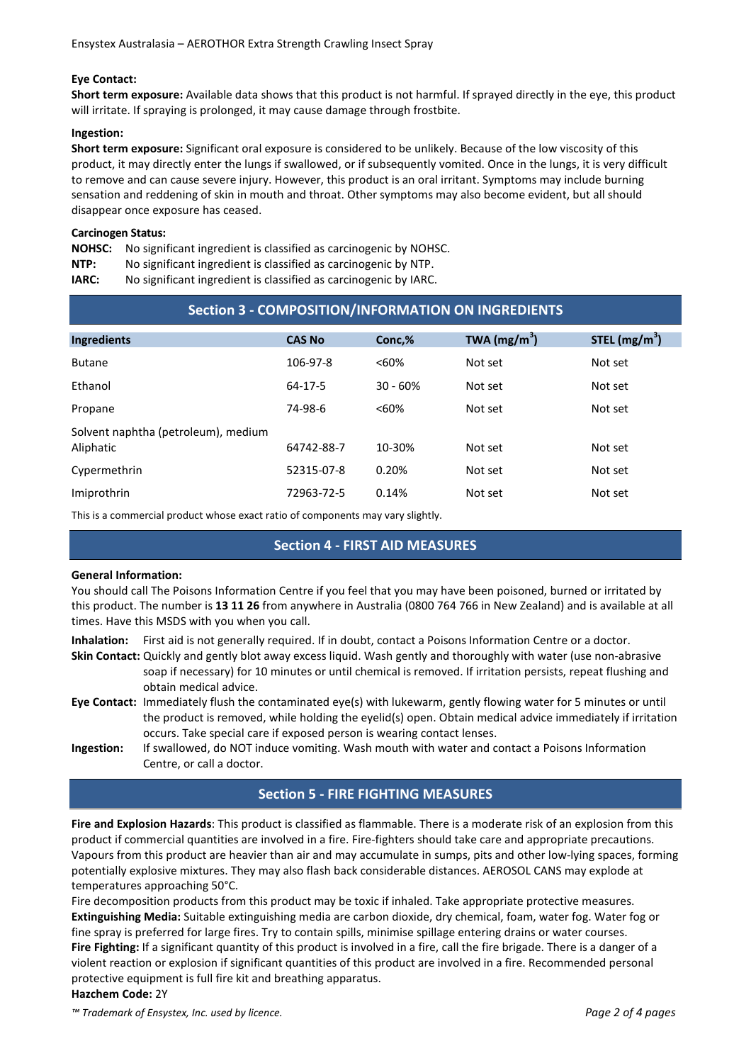**Eye Contact:**

**Short term exposure:** Available data shows that this product is not harmful. If sprayed directly in the eye, this product will irritate. If spraying is prolonged, it may cause damage through frostbite.

**Ingestion:**

**Short term exposure:** Significant oral exposure is considered to be unlikely. Because of the low viscosity of this product, it may directly enter the lungs if swallowed, or if subsequently vomited. Once in the lungs, it is very difficult to remove and can cause severe injury. However, this product is an oral irritant. Symptoms may include burning sensation and reddening of skin in mouth and throat. Other symptoms may also become evident, but all should disappear once exposure has ceased.

**Carcinogen Status:**

**NOHSC:** No significant ingredient is classified as carcinogenic by NOHSC.
**NTP:** No significant ingredient is classified as carcinogenic by NTP.
**IARC:** No significant ingredient is classified as carcinogenic by IARC.

## Section 3 - COMPOSITION/INFORMATION ON INGREDIENTS

| Ingredients | CAS No | Conc,% | TWA ($mg/m^3$) | STEL ($mg/m^3$) |
|---|---|---|---|---|
| Butane | 106-97-8 | <60% | Not set | Not set |
| Ethanol | 64-17-5 | 30 - 60% | Not set | Not set |
| Propane | 74-98-6 | <60% | Not set | Not set |
| Solvent naphtha (petroleum), medium Aliphatic | 64742-88-7 | 10-30% | Not set | Not set |
| Cypermethrin | 52315-07-8 | 0.20% | Not set | Not set |
| Imiprothrin | 72963-72-5 | 0.14% | Not set | Not set |

This is a commercial product whose exact ratio of components may vary slightly.

## Section 4 - FIRST AID MEASURES

**General Information:**

You should call The Poisons Information Centre if you feel that you may have been poisoned, burned or irritated by this product. The number is **13 11 26** from anywhere in Australia (0800 764 766 in New Zealand) and is available at all times. Have this MSDS with you when you call.

**Inhalation:** First aid is not generally required. If in doubt, contact a Poisons Information Centre or a doctor.

**Skin Contact:** Quickly and gently blot away excess liquid. Wash gently and thoroughly with water (use non-abrasive soap if necessary) for 10 minutes or until chemical is removed. If irritation persists, repeat flushing and obtain medical advice.

**Eye Contact:** Immediately flush the contaminated eye(s) with lukewarm, gently flowing water for 5 minutes or until the product is removed, while holding the eyelid(s) open. Obtain medical advice immediately if irritation occurs. Take special care if exposed person is wearing contact lenses.

**Ingestion:** If swallowed, do NOT induce vomiting. Wash mouth with water and contact a Poisons Information Centre, or call a doctor.

## Section 5 - FIRE FIGHTING MEASURES

**Fire and Explosion Hazards**: This product is classified as flammable. There is a moderate risk of an explosion from this product if commercial quantities are involved in a fire. Fire-fighters should take care and appropriate precautions. Vapours from this product are heavier than air and may accumulate in sumps, pits and other low-lying spaces, forming potentially explosive mixtures. They may also flash back considerable distances. AEROSOL CANS may explode at temperatures approaching 50°C.

Fire decomposition products from this product may be toxic if inhaled. Take appropriate protective measures.

**Extinguishing Media:** Suitable extinguishing media are carbon dioxide, dry chemical, foam, water fog. Water fog or fine spray is preferred for large fires. Try to contain spills, minimise spillage entering drains or water courses.

**Fire Fighting:** If a significant quantity of this product is involved in a fire, call the fire brigade. There is a danger of a violent reaction or explosion if significant quantities of this product are involved in a fire. Recommended personal protective equipment is full fire kit and breathing apparatus.

**Hazchem Code:** 2Y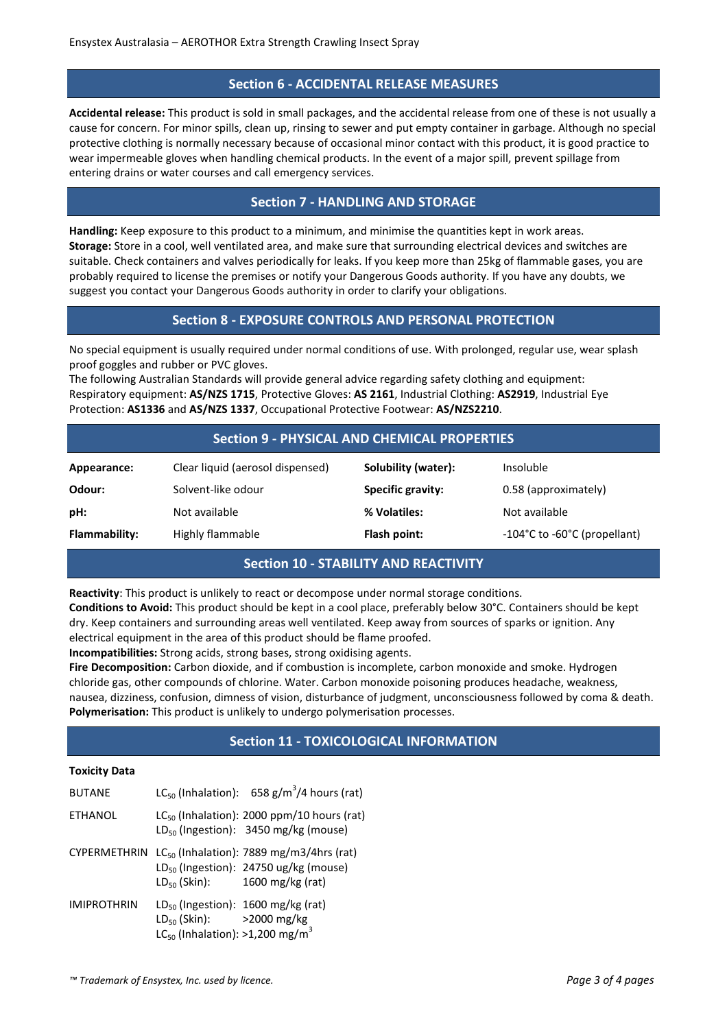## Section 6 - ACCIDENTAL RELEASE MEASURES

**Accidental release:** This product is sold in small packages, and the accidental release from one of these is not usually a cause for concern. For minor spills, clean up, rinsing to sewer and put empty container in garbage. Although no special protective clothing is normally necessary because of occasional minor contact with this product, it is good practice to wear impermeable gloves when handling chemical products. In the event of a major spill, prevent spillage from entering drains or water courses and call emergency services.

## Section 7 - HANDLING AND STORAGE

**Handling:** Keep exposure to this product to a minimum, and minimise the quantities kept in work areas.
**Storage:** Store in a cool, well ventilated area, and make sure that surrounding electrical devices and switches are suitable. Check containers and valves periodically for leaks. If you keep more than 25kg of flammable gases, you are probably required to license the premises or notify your Dangerous Goods authority. If you have any doubts, we suggest you contact your Dangerous Goods authority in order to clarify your obligations.

## Section 8 - EXPOSURE CONTROLS AND PERSONAL PROTECTION

No special equipment is usually required under normal conditions of use. With prolonged, regular use, wear splash proof goggles and rubber or PVC gloves.
The following Australian Standards will provide general advice regarding safety clothing and equipment:
Respiratory equipment: **AS/NZS 1715**, Protective Gloves: **AS 2161**, Industrial Clothing: **AS2919**, Industrial Eye Protection: **AS1336** and **AS/NZS 1337**, Occupational Protective Footwear: **AS/NZS2210**.

## Section 9 - PHYSICAL AND CHEMICAL PROPERTIES

| | | | |
|---|---|---|---|
| **Appearance:** | Clear liquid (aerosol dispensed) | **Solubility (water):** | Insoluble |
| **Odour:** | Solvent-like odour | **Specific gravity:** | 0.58 (approximately) |
| **pH:** | Not available | **% Volatiles:** | Not available |
| **Flammability:** | Highly flammable | **Flash point:** | -104°C to -60°C (propellant) |

## Section 10 - STABILITY AND REACTIVITY

**Reactivity**: This product is unlikely to react or decompose under normal storage conditions.
**Conditions to Avoid:** This product should be kept in a cool place, preferably below 30°C. Containers should be kept dry. Keep containers and surrounding areas well ventilated. Keep away from sources of sparks or ignition. Any electrical equipment in the area of this product should be flame proofed.
**Incompatibilities:** Strong acids, strong bases, strong oxidising agents.
**Fire Decomposition:** Carbon dioxide, and if combustion is incomplete, carbon monoxide and smoke. Hydrogen chloride gas, other compounds of chlorine. Water. Carbon monoxide poisoning produces headache, weakness, nausea, dizziness, confusion, dimness of vision, disturbance of judgment, unconsciousness followed by coma & death.
**Polymerisation:** This product is unlikely to undergo polymerisation processes.

## Section 11 - TOXICOLOGICAL INFORMATION

**Toxicity Data**

| | | |
|---|---|---|
| BUTANE | $LC_{50}$ (Inhalation): | 658 g/$m^3$/4 hours (rat) |
| ETHANOL | $LC_{50}$ (Inhalation): | 2000 ppm/10 hours (rat) |
| | $LD_{50}$ (Ingestion): | 3450 mg/kg (mouse) |
| CYPERMETHRIN | $LC_{50}$ (Inhalation): | 7889 mg/m3/4hrs (rat) |
| | $LD_{50}$ (Ingestion): | 24750 ug/kg (mouse) |
| | $LD_{50}$ (Skin): | 1600 mg/kg (rat) |
| IMIPROTHRIN | $LD_{50}$ (Ingestion): | 1600 mg/kg (rat) |
| | $LD_{50}$ (Skin): | >2000 mg/kg |
| | $LC_{50}$ (Inhalation): | >1,200 mg/$m^3$ |

*™ Trademark of Ensystex, Inc. used by licence.*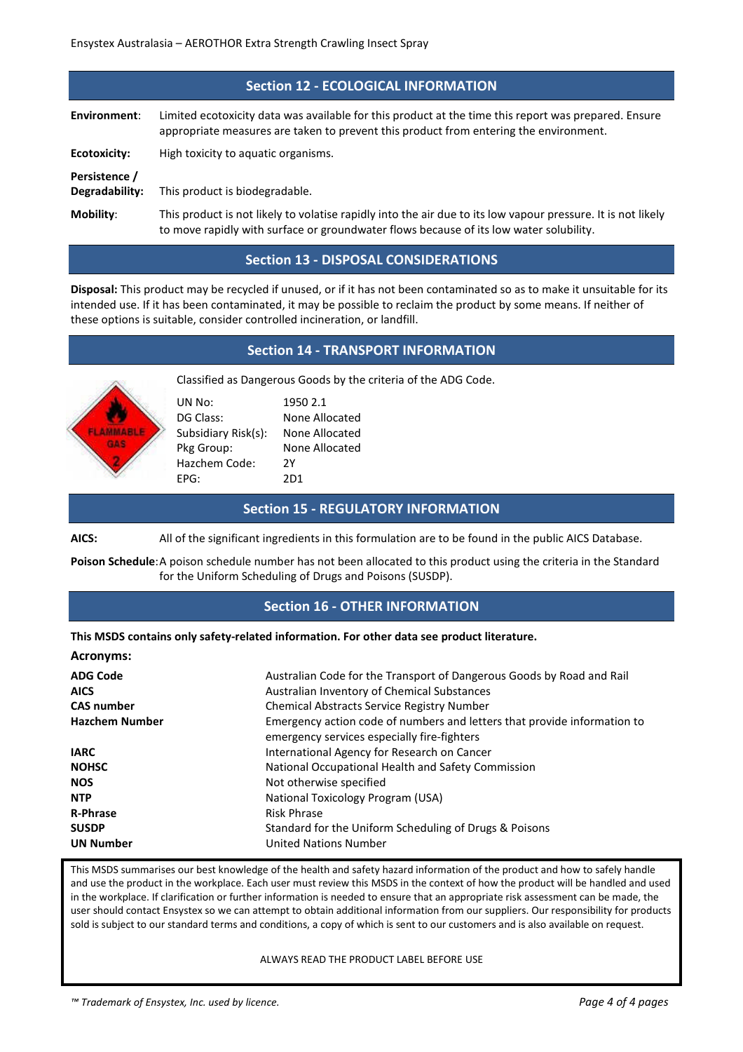## Section 12 - ECOLOGICAL INFORMATION

**Environment**: Limited ecotoxicity data was available for this product at the time this report was prepared. Ensure appropriate measures are taken to prevent this product from entering the environment.

**Ecotoxicity:** High toxicity to aquatic organisms.

**Persistence / Degradability:** This product is biodegradable.

**Mobility**: This product is not likely to volatise rapidly into the air due to its low vapour pressure. It is not likely to move rapidly with surface or groundwater flows because of its low water solubility.

## Section 13 - DISPOSAL CONSIDERATIONS

**Disposal:** This product may be recycled if unused, or if it has not been contaminated so as to make it unsuitable for its intended use. If it has been contaminated, it may be possible to reclaim the product by some means. If neither of these options is suitable, consider controlled incineration, or landfill.

## Section 14 - TRANSPORT INFORMATION

FLAMMABLE GAS 2

Classified as Dangerous Goods by the criteria of the ADG Code.

| | |
|---|---|
| UN No: | 1950 2.1 |
| DG Class: | None Allocated |
| Subsidiary Risk(s): | None Allocated |
| Pkg Group: | None Allocated |
| Hazchem Code: | 2Y |
| EPG: | 2D1 |

## Section 15 - REGULATORY INFORMATION

**AICS:** All of the significant ingredients in this formulation are to be found in the public AICS Database.

**Poison Schedule**: A poison schedule number has not been allocated to this product using the criteria in the Standard for the Uniform Scheduling of Drugs and Poisons (SUSDP).

## Section 16 - OTHER INFORMATION

**This MSDS contains only safety-related information. For other data see product literature.**

### Acronyms:

| | |
|---|---|
| **ADG Code** | Australian Code for the Transport of Dangerous Goods by Road and Rail |
| **AICS** | Australian Inventory of Chemical Substances |
| **CAS number** | Chemical Abstracts Service Registry Number |
| **Hazchem Number** | Emergency action code of numbers and letters that provide information to emergency services especially fire-fighters |
| **IARC** | International Agency for Research on Cancer |
| **NOHSC** | National Occupational Health and Safety Commission |
| **NOS** | Not otherwise specified |
| **NTP** | National Toxicology Program (USA) |
| **R-Phrase** | Risk Phrase |
| **SUSDP** | Standard for the Uniform Scheduling of Drugs & Poisons |
| **UN Number** | United Nations Number |

This MSDS summarises our best knowledge of the health and safety hazard information of the product and how to safely handle and use the product in the workplace. Each user must review this MSDS in the context of how the product will be handled and used in the workplace. If clarification or further information is needed to ensure that an appropriate risk assessment can be made, the user should contact Ensystex so we can attempt to obtain additional information from our suppliers. Our responsibility for products sold is subject to our standard terms and conditions, a copy of which is sent to our customers and is also available on request.

ALWAYS READ THE PRODUCT LABEL BEFORE USE

*™ Trademark of Ensystex, Inc. used by licence.*